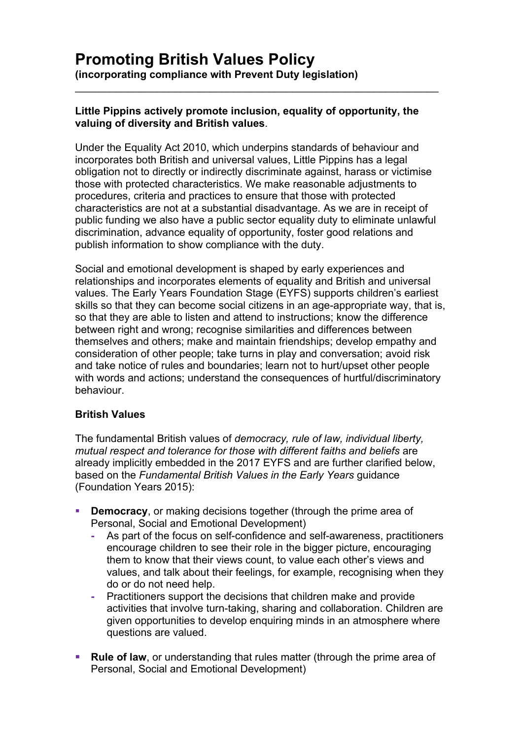# Promoting British Values Policy

**(incorporating compliance with Prevent Duty legislation)**

---

**Little Pippins actively promote inclusion, equality of opportunity, the valuing of diversity and British values**.

Under the Equality Act 2010, which underpins standards of behaviour and incorporates both British and universal values, Little Pippins has a legal obligation not to directly or indirectly discriminate against, harass or victimise those with protected characteristics. We make reasonable adjustments to procedures, criteria and practices to ensure that those with protected characteristics are not at a substantial disadvantage. As we are in receipt of public funding we also have a public sector equality duty to eliminate unlawful discrimination, advance equality of opportunity, foster good relations and publish information to show compliance with the duty.

Social and emotional development is shaped by early experiences and relationships and incorporates elements of equality and British and universal values. The Early Years Foundation Stage (EYFS) supports children's earliest skills so that they can become social citizens in an age-appropriate way, that is, so that they are able to listen and attend to instructions; know the difference between right and wrong; recognise similarities and differences between themselves and others; make and maintain friendships; develop empathy and consideration of other people; take turns in play and conversation; avoid risk and take notice of rules and boundaries; learn not to hurt/upset other people with words and actions; understand the consequences of hurtful/discriminatory behaviour.

## British Values

The fundamental British values of *democracy, rule of law, individual liberty, mutual respect and tolerance for those with different faiths and beliefs* are already implicitly embedded in the 2017 EYFS and are further clarified below, based on the *Fundamental British Values in the Early Years* guidance (Foundation Years 2015):

- **Democracy**, or making decisions together (through the prime area of Personal, Social and Emotional Development)
  - As part of the focus on self-confidence and self-awareness, practitioners encourage children to see their role in the bigger picture, encouraging them to know that their views count, to value each other's views and values, and talk about their feelings, for example, recognising when they do or do not need help.
  - Practitioners support the decisions that children make and provide activities that involve turn-taking, sharing and collaboration. Children are given opportunities to develop enquiring minds in an atmosphere where questions are valued.
- **Rule of law**, or understanding that rules matter (through the prime area of Personal, Social and Emotional Development)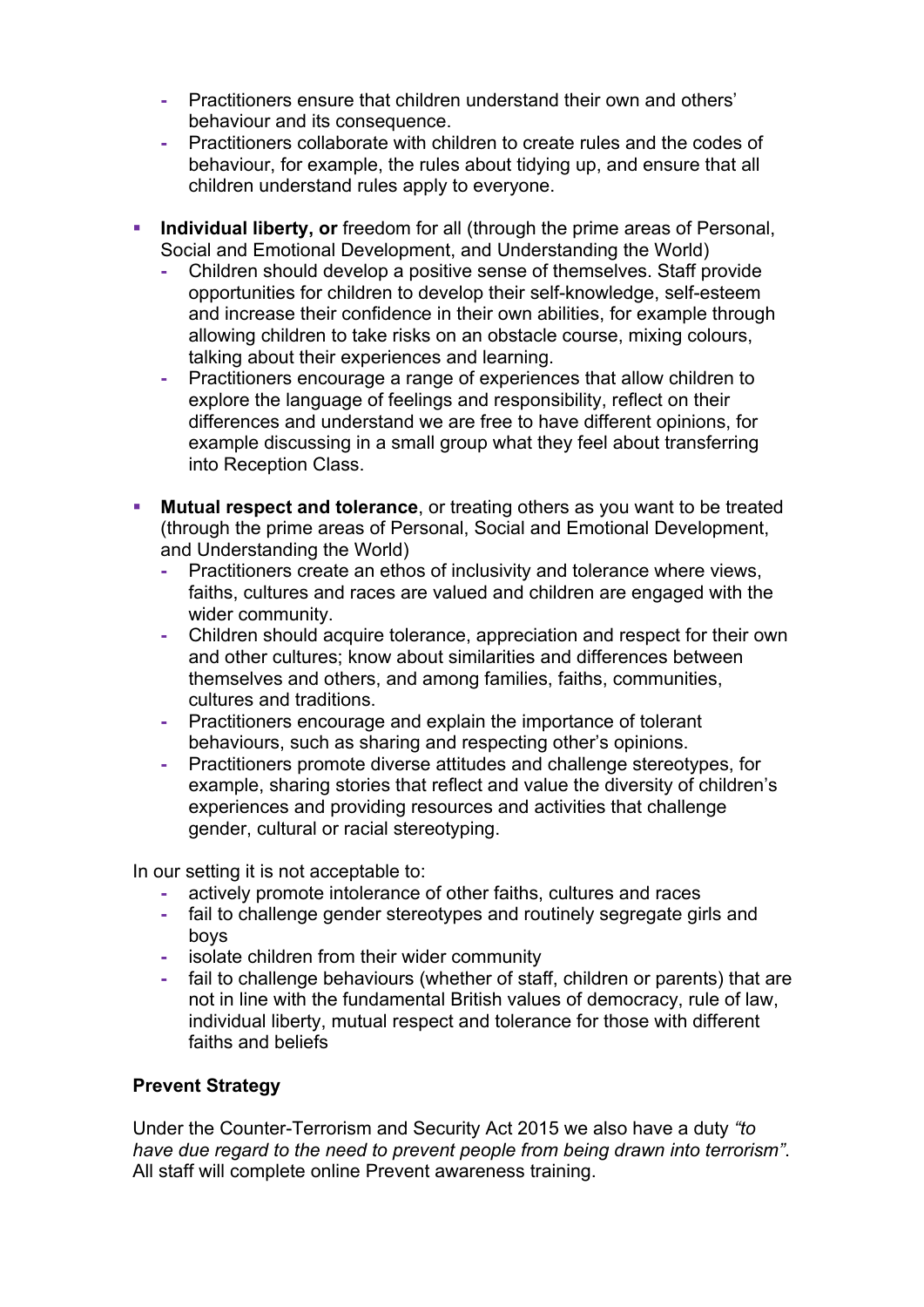- Practitioners ensure that children understand their own and others' behaviour and its consequence.
  - Practitioners collaborate with children to create rules and the codes of behaviour, for example, the rules about tidying up, and ensure that all children understand rules apply to everyone.

- **Individual liberty, or** freedom for all (through the prime areas of Personal, Social and Emotional Development, and Understanding the World)
  - Children should develop a positive sense of themselves. Staff provide opportunities for children to develop their self-knowledge, self-esteem and increase their confidence in their own abilities, for example through allowing children to take risks on an obstacle course, mixing colours, talking about their experiences and learning.
  - Practitioners encourage a range of experiences that allow children to explore the language of feelings and responsibility, reflect on their differences and understand we are free to have different opinions, for example discussing in a small group what they feel about transferring into Reception Class.

- **Mutual respect and tolerance**, or treating others as you want to be treated (through the prime areas of Personal, Social and Emotional Development, and Understanding the World)
  - Practitioners create an ethos of inclusivity and tolerance where views, faiths, cultures and races are valued and children are engaged with the wider community.
  - Children should acquire tolerance, appreciation and respect for their own and other cultures; know about similarities and differences between themselves and others, and among families, faiths, communities, cultures and traditions.
  - Practitioners encourage and explain the importance of tolerant behaviours, such as sharing and respecting other's opinions.
  - Practitioners promote diverse attitudes and challenge stereotypes, for example, sharing stories that reflect and value the diversity of children's experiences and providing resources and activities that challenge gender, cultural or racial stereotyping.

In our setting it is not acceptable to:

- actively promote intolerance of other faiths, cultures and races
- fail to challenge gender stereotypes and routinely segregate girls and boys
- isolate children from their wider community
- fail to challenge behaviours (whether of staff, children or parents) that are not in line with the fundamental British values of democracy, rule of law, individual liberty, mutual respect and tolerance for those with different faiths and beliefs

**Prevent Strategy**

Under the Counter-Terrorism and Security Act 2015 we also have a duty *"to have due regard to the need to prevent people from being drawn into terrorism"*. All staff will complete online Prevent awareness training.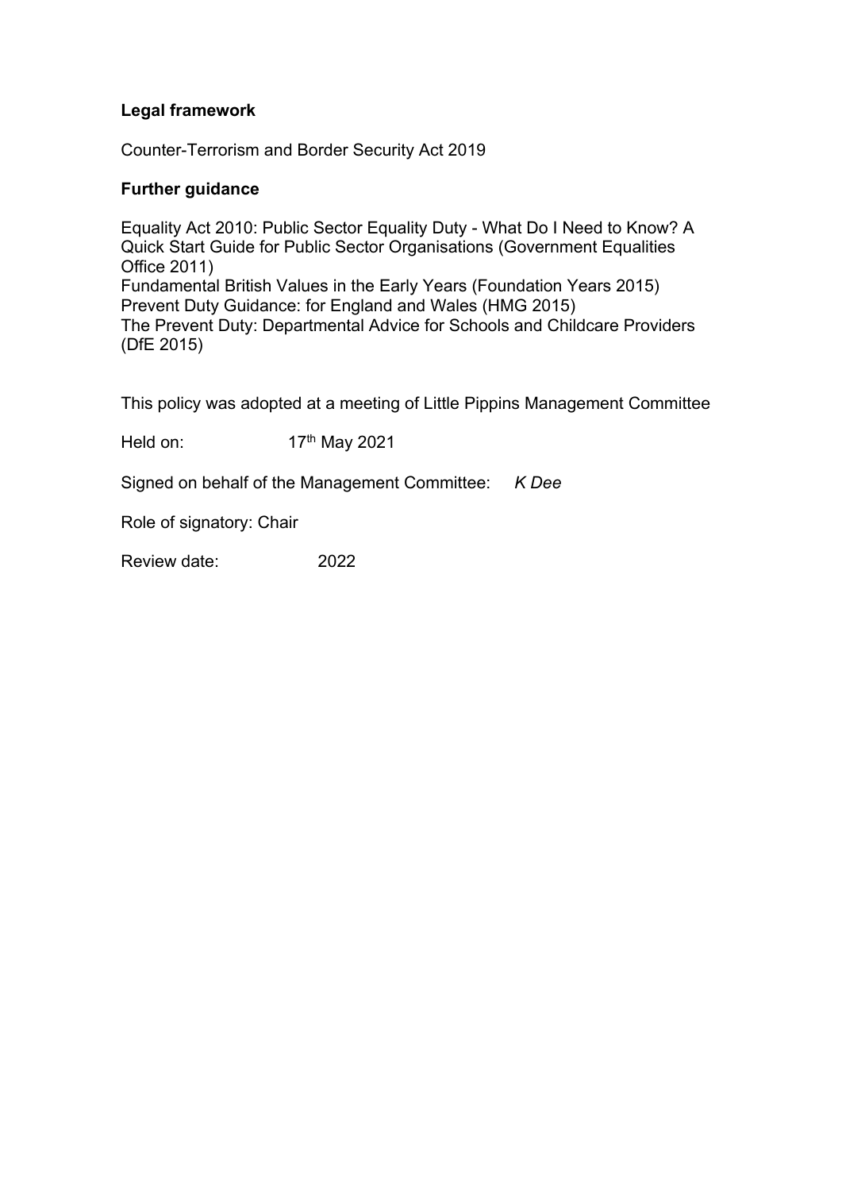**Legal framework**

Counter-Terrorism and Border Security Act 2019

**Further guidance**

Equality Act 2010: Public Sector Equality Duty - What Do I Need to Know? A Quick Start Guide for Public Sector Organisations (Government Equalities Office 2011)
Fundamental British Values in the Early Years (Foundation Years 2015)
Prevent Duty Guidance: for England and Wales (HMG 2015)
The Prevent Duty: Departmental Advice for Schools and Childcare Providers (DfE 2015)

This policy was adopted at a meeting of Little Pippins Management Committee

Held on: 17th May 2021

Signed on behalf of the Management Committee: *K Dee*

Role of signatory: Chair

Review date: 2022